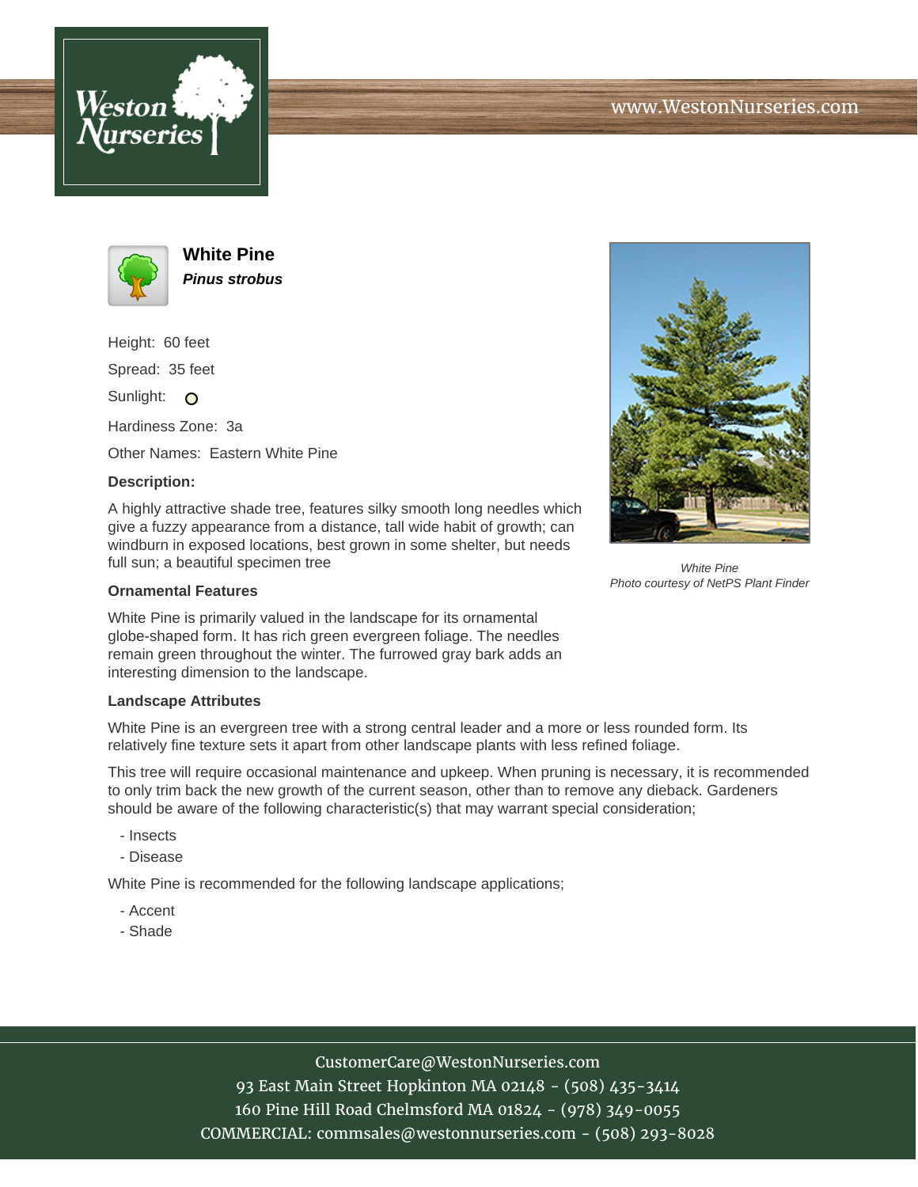Weston Nurseries

www.WestonNurseries.com

# White Pine

***Pinus strobus***

Height: 60 feet

Spread: 35 feet

Sunlight:

Hardiness Zone: 3a

Other Names: Eastern White Pine

**Description:**

A highly attractive shade tree, features silky smooth long needles which give a fuzzy appearance from a distance, tall wide habit of growth; can windburn in exposed locations, best grown in some shelter, but needs full sun; a beautiful specimen tree

*White Pine*
*Photo courtesy of NetPS Plant Finder*

## Ornamental Features

White Pine is primarily valued in the landscape for its ornamental globe-shaped form. It has rich green evergreen foliage. The needles remain green throughout the winter. The furrowed gray bark adds an interesting dimension to the landscape.

## Landscape Attributes

White Pine is an evergreen tree with a strong central leader and a more or less rounded form. Its relatively fine texture sets it apart from other landscape plants with less refined foliage.

This tree will require occasional maintenance and upkeep. When pruning is necessary, it is recommended to only trim back the new growth of the current season, other than to remove any dieback. Gardeners should be aware of the following characteristic(s) that may warrant special consideration;

- Insects
- Disease

White Pine is recommended for the following landscape applications;

- Accent
- Shade

CustomerCare@WestonNurseries.com
93 East Main Street Hopkinton MA 02148 - (508) 435-3414
160 Pine Hill Road Chelmsford MA 01824 - (978) 349-0055
COMMERCIAL: commsales@westonnurseries.com - (508) 293-8028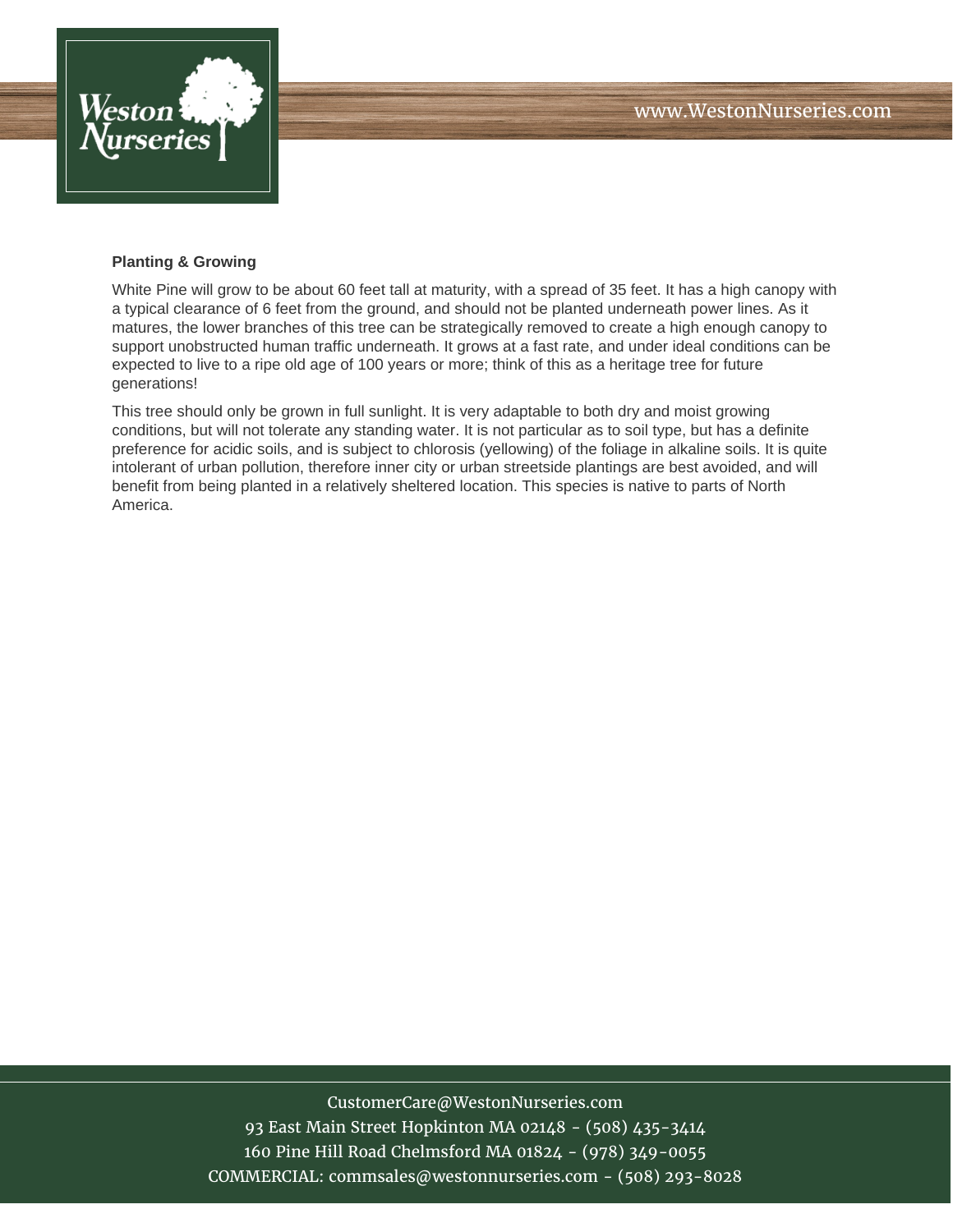**Planting & Growing**

White Pine will grow to be about 60 feet tall at maturity, with a spread of 35 feet. It has a high canopy with a typical clearance of 6 feet from the ground, and should not be planted underneath power lines. As it matures, the lower branches of this tree can be strategically removed to create a high enough canopy to support unobstructed human traffic underneath. It grows at a fast rate, and under ideal conditions can be expected to live to a ripe old age of 100 years or more; think of this as a heritage tree for future generations!

This tree should only be grown in full sunlight. It is very adaptable to both dry and moist growing conditions, but will not tolerate any standing water. It is not particular as to soil type, but has a definite preference for acidic soils, and is subject to chlorosis (yellowing) of the foliage in alkaline soils. It is quite intolerant of urban pollution, therefore inner city or urban streetside plantings are best avoided, and will benefit from being planted in a relatively sheltered location. This species is native to parts of North America.